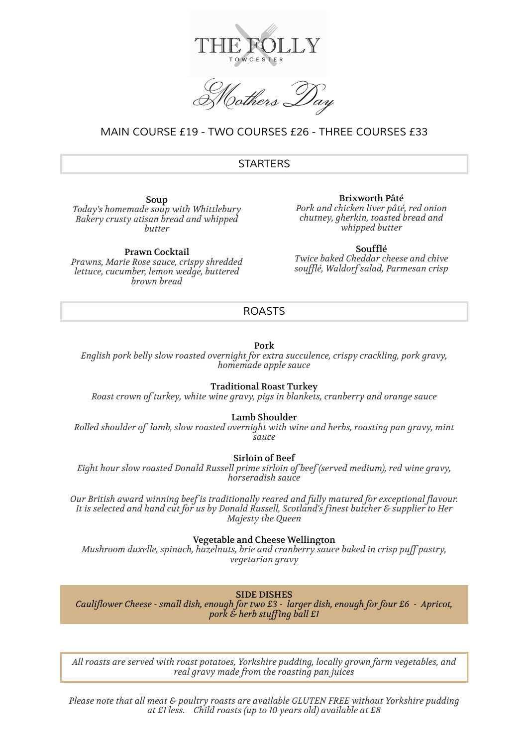# THE FOLLY

TOWCESTER

## Mothers Day

MAIN COURSE £19 - TWO COURSES £26 - THREE COURSES £33

## STARTERS

**Soup**
*Today's homemade soup with Whittlebury Bakery crusty atisan bread and whipped butter*

**Prawn Cocktail**
*Prawns, Marie Rose sauce, crispy shredded lettuce, cucumber, lemon wedge, buttered brown bread*

**Brixworth Pâté**
*Pork and chicken liver pâté, red onion chutney, gherkin, toasted bread and whipped butter*

**Soufflé**
*Twice baked Cheddar cheese and chive soufflé, Waldorf salad, Parmesan crisp*

## ROASTS

**Pork**
*English pork belly slow roasted overnight for extra succulence, crispy crackling, pork gravy, homemade apple sauce*

**Traditional Roast Turkey**
*Roast crown of turkey, white wine gravy, pigs in blankets, cranberry and orange sauce*

**Lamb Shoulder**
*Rolled shoulder of lamb, slow roasted overnight with wine and herbs, roasting pan gravy, mint sauce*

**Sirloin of Beef**
*Eight hour slow roasted Donald Russell prime sirloin of beef (served medium), red wine gravy, horseradish sauce*

*Our British award winning beef is traditionally reared and fully matured for exceptional flavour. It is selected and hand cut for us by Donald Russell, Scotland's finest butcher & supplier to Her Majesty the Queen*

**Vegetable and Cheese Wellington**
*Mushroom duxelle, spinach, hazelnuts, brie and cranberry sauce baked in crisp puff pastry, vegetarian gravy*

**SIDE DISHES**
*Cauliflower Cheese - small dish, enough for two £3 - larger dish, enough for four £6 - Apricot, pork & herb stuffing ball £1*

*All roasts are served with roast potatoes, Yorkshire pudding, locally grown farm vegetables, and real gravy made from the roasting pan juices*

*Please note that all meat & poultry roasts are available GLUTEN FREE without Yorkshire pudding at £1 less. Child roasts (up to 10 years old) available at £8*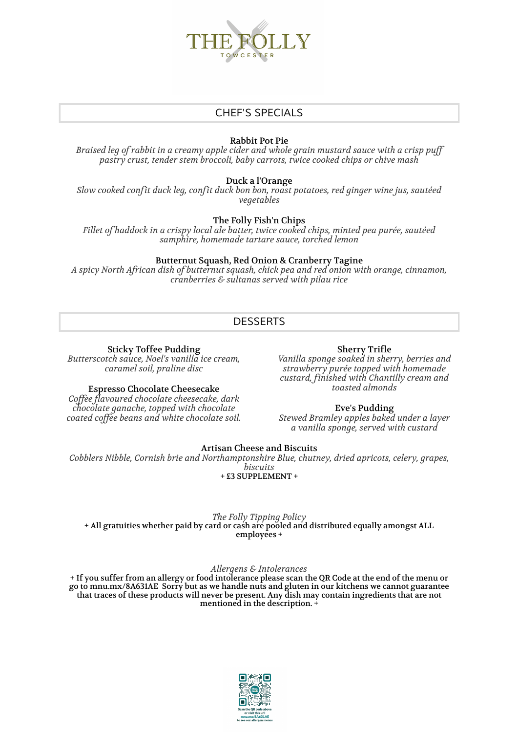# THE FOLLY

TOWCESTER

## CHEF'S SPECIALS

**Rabbit Pot Pie**
*Braised leg of rabbit in a creamy apple cider and whole grain mustard sauce with a crisp puff pastry crust, tender stem broccoli, baby carrots, twice cooked chips or chive mash*

**Duck a l'Orange**
*Slow cooked confit duck leg, confit duck bon bon, roast potatoes, red ginger wine jus, sautéed vegetables*

**The Folly Fish'n Chips**
*Fillet of haddock in a crispy local ale batter, twice cooked chips, minted pea purée, sautéed samphire, homemade tartare sauce, torched lemon*

**Butternut Squash, Red Onion & Cranberry Tagine**
*A spicy North African dish of butternut squash, chick pea and red onion with orange, cinnamon, cranberries & sultanas served with pilau rice*

## DESSERTS

**Sticky Toffee Pudding**
*Butterscotch sauce, Noel's vanilla ice cream, caramel soil, praline disc*

**Espresso Chocolate Cheesecake**
*Coffee flavoured chocolate cheesecake, dark chocolate ganache, topped with chocolate coated coffee beans and white chocolate soil.*

**Sherry Trifle**
*Vanilla sponge soaked in sherry, berries and strawberry purée topped with homemade custard, finished with Chantilly cream and toasted almonds*

**Eve's Pudding**
*Stewed Bramley apples baked under a layer a vanilla sponge, served with custard*

**Artisan Cheese and Biscuits**
*Cobblers Nibble, Cornish brie and Northamptonshire Blue, chutney, dried apricots, celery, grapes, biscuits*
+ £3 SUPPLEMENT +

*The Folly Tipping Policy*
+ All gratuities whether paid by card or cash are pooled and distributed equally amongst ALL employees +

*Allergens & Intolerances*
+ If you suffer from an allergy or food intolerance please scan the QR Code at the end of the menu or go to mnu.mx/8A631AE Sorry but as we handle nuts and gluten in our kitchens we cannot guarantee that traces of these products will never be present. Any dish may contain ingredients that are not mentioned in the description. +

Scan the QR code above or visit this url: mnu.mx/8A631AE to see our allergen menus